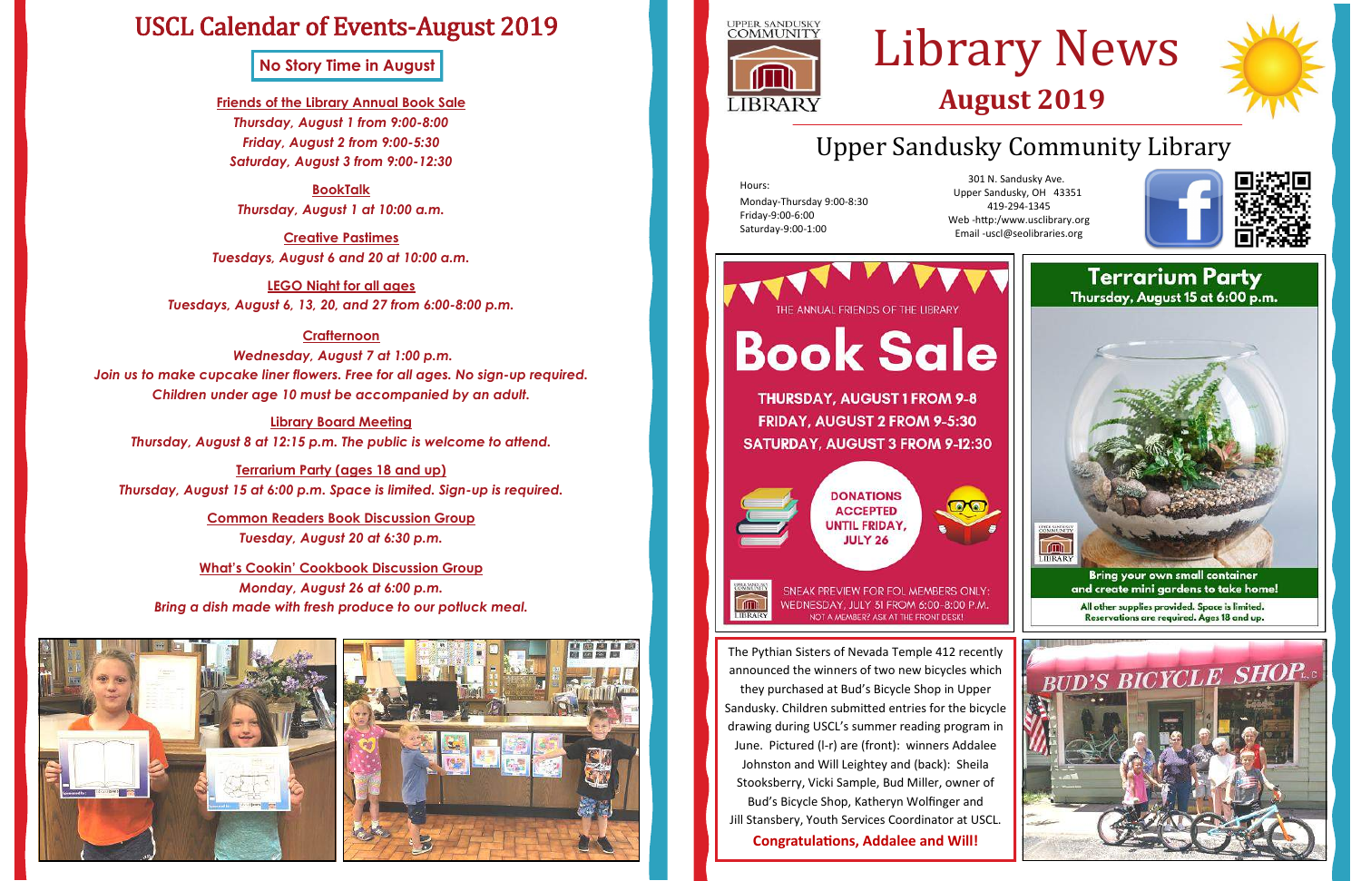# USCL Calendar of Events-August 2019

**No Story Time in August**

**Friends of the Library Annual Book Sale**
*Thursday, August 1 from 9:00-8:00*
*Friday, August 2 from 9:00-5:30*
*Saturday, August 3 from 9:00-12:30*

**BookTalk**
*Thursday, August 1 at 10:00 a.m.*

**Creative Pastimes**
*Tuesdays, August 6 and 20 at 10:00 a.m.*

**LEGO Night for all ages**
*Tuesdays, August 6, 13, 20, and 27 from 6:00-8:00 p.m.*

**Crafternoon**
*Wednesday, August 7 at 1:00 p.m.*
*Join us to make cupcake liner flowers. Free for all ages. No sign-up required.*
*Children under age 10 must be accompanied by an adult.*

**Library Board Meeting**
*Thursday, August 8 at 12:15 p.m. The public is welcome to attend.*

**Terrarium Party (ages 18 and up)**
*Thursday, August 15 at 6:00 p.m. Space is limited. Sign-up is required.*

**Common Readers Book Discussion Group**
*Tuesday, August 20 at 6:30 p.m.*

**What's Cookin' Cookbook Discussion Group**
*Monday, August 26 at 6:00 p.m.*
*Bring a dish made with fresh produce to our potluck meal.*

# Library News
## August 2019

## Upper Sandusky Community Library

Hours:
Monday-Thursday 9:00-8:30
Friday-9:00-6:00
Saturday-9:00-1:00

301 N. Sandusky Ave.
Upper Sandusky, OH 43351
419-294-1345
Web -http:/www.usclibrary.org
Email -uscl@seolibraries.org

THE ANNUAL FRIENDS OF THE LIBRARY

# Book Sale

**THURSDAY, AUGUST 1 FROM 9-8**
**FRIDAY, AUGUST 2 FROM 9-5:30**
**SATURDAY, AUGUST 3 FROM 9-12:30**

**DONATIONS ACCEPTED UNTIL FRIDAY, JULY 26**

SNEAK PREVIEW FOR FOL MEMBERS ONLY: WEDNESDAY, JULY 31 FROM 6:00-8:00 P.M.
NOT A MEMBER? ASK AT THE FRONT DESK!

## Terrarium Party
**Thursday, August 15 at 6:00 p.m.**

**Bring your own small container and create mini gardens to take home!**

All other supplies provided. Space is limited. Reservations are required. Ages 18 and up.

The Pythian Sisters of Nevada Temple 412 recently announced the winners of two new bicycles which they purchased at Bud's Bicycle Shop in Upper Sandusky. Children submitted entries for the bicycle drawing during USCL's summer reading program in June. Pictured (l-r) are (front): winners Addalee Johnston and Will Leightey and (back): Sheila Stooksberry, Vicki Sample, Bud Miller, owner of Bud's Bicycle Shop, Katheryn Wolfinger and Jill Stansbery, Youth Services Coordinator at USCL.

**Congratulations, Addalee and Will!**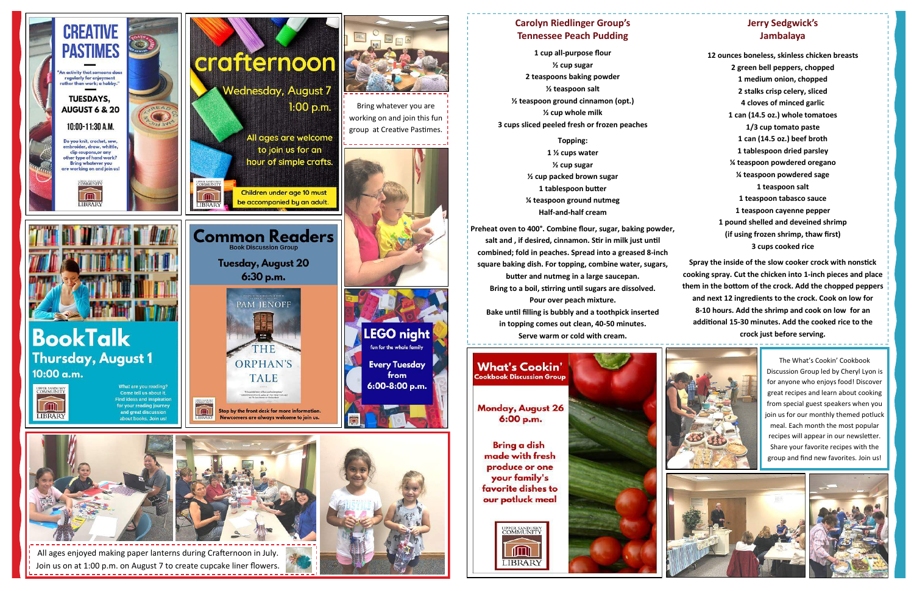# CREATIVE PASTIMES

"An activity that someone does regularly for enjoyment rather than work; a hobby."

**TUESDAYS, AUGUST 6 & 20**

**10:00-11:30 A.M.**

Do you knit, crochet, sew, embroider, draw, whittle, clip coupons,or any other type of hand work? Bring whatever you are working on and join us!

UPPER SANDUSKY COMMUNITY LIBRARY

# crafternoon

Wednesday, August 7

1:00 p.m.

All ages are welcome to join us for an hour of simple crafts.

Children under age 10 must be accompanied by an adult.

UPPER SANDUSKY COMMUNITY LIBRARY

Bring whatever you are working on and join this fun group at Creative Pastimes.

# BookTalk

**Thursday, August 1**

**10:00 a.m.**

What are you reading? Come tell us about it. Find ideas and inspiration for your reading journey and great discussion about books. Join us!

UPPER SANDUSKY COMMUNITY LIBRARY

# Common Readers

Book Discussion Group

**Tuesday, August 20**

**6:30 p.m.**

PAM JENOFF

THE ORPHAN'S TALE

Stop by the front desk for more information. Newcomers are always welcome to join us.

UPPER SANDUSKY COMMUNITY LIBRARY

# LEGO night

fun for the whole family

**Every Tuesday from 6:00-8:00 p.m.**

All ages enjoyed making paper lanterns during Crafternoon in July. Join us on at 1:00 p.m. on August 7 to create cupcake liner flowers.

## Carolyn Riedlinger Group's Tennessee Peach Pudding

- 1 cup all-purpose flour
- ½ cup sugar
- 2 teaspoons baking powder
- ½ teaspoon salt
- ½ teaspoon ground cinnamon (opt.)
- ½ cup whole milk
- 3 cups sliced peeled fresh or frozen peaches

**Topping:**

- 1 ½ cups water
- ½ cup sugar
- ½ cup packed brown sugar
- 1 tablespoon butter
- ¼ teaspoon ground nutmeg
- Half-and-half cream

Preheat oven to 400°. Combine flour, sugar, baking powder, salt and , if desired, cinnamon. Stir in milk just until combined; fold in peaches. Spread into a greased 8-inch square baking dish. For topping, combine water, sugars, butter and nutmeg in a large saucepan. Bring to a boil, stirring until sugars are dissolved. Pour over peach mixture. Bake until filling is bubbly and a toothpick inserted in topping comes out clean, 40-50 minutes. Serve warm or cold with cream.

## Jerry Sedgwick's Jambalaya

- 12 ounces boneless, skinless chicken breasts
- 2 green bell peppers, chopped
- 1 medium onion, chopped
- 2 stalks crisp celery, sliced
- 4 cloves of minced garlic
- 1 can (14.5 oz.) whole tomatoes
- 1/3 cup tomato paste
- 1 can (14.5 oz.) beef broth
- 1 tablespoon dried parsley
- ¼ teaspoon powdered oregano
- ¼ teaspoon powdered sage
- 1 teaspoon salt
- 1 teaspoon tabasco sauce
- 1 teaspoon cayenne pepper
- 1 pound shelled and deveined shrimp (if using frozen shrimp, thaw first)
- 3 cups cooked rice

Spray the inside of the slow cooker crock with nonstick cooking spray. Cut the chicken into 1-inch pieces and place them in the bottom of the crock. Add the chopped peppers and next 12 ingredients to the crock. Cook on low for 8-10 hours. Add the shrimp and cook on low for an additional 15-30 minutes. Add the cooked rice to the crock just before serving.

# What's Cookin'

Cookbook Discussion Group

**Monday, August 26**

**6:00 p.m.**

Bring a dish made with fresh produce or one your family's favorite dishes to our potluck meal

UPPER SANDUSKY COMMUNITY LIBRARY

The What's Cookin' Cookbook Discussion Group led by Cheryl Lyon is for anyone who enjoys food! Discover great recipes and learn about cooking from special guest speakers when you join us for our monthly themed potluck meal. Each month the most popular recipes will appear in our newsletter. Share your favorite recipes with the group and find new favorites. Join us!